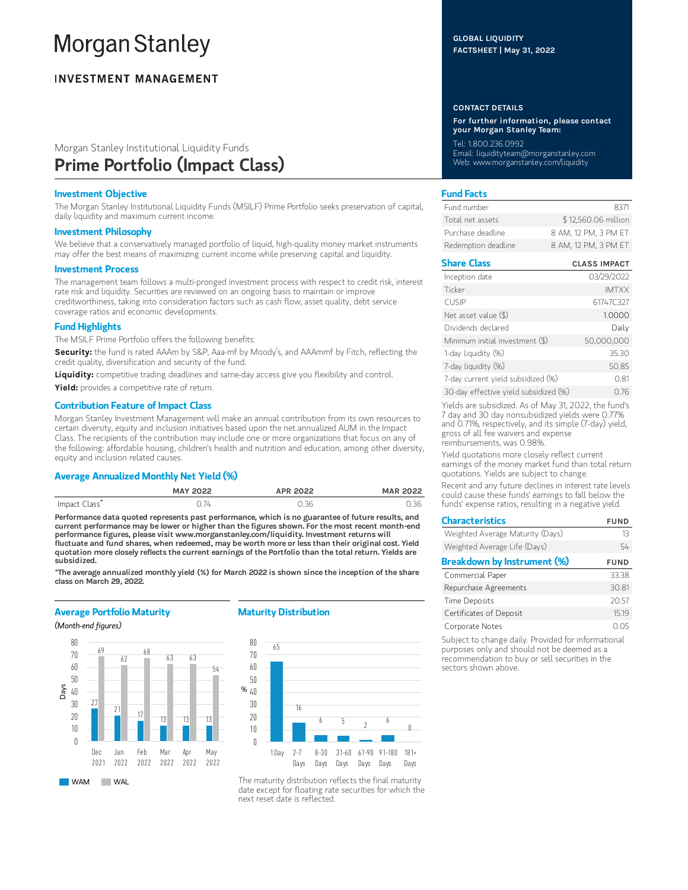# Morgan Stanley

## INVESTMENT MANAGEMENT

GLOBAL LIQUIDITY
FACTSHEET | May 31, 2022

Morgan Stanley Institutional Liquidity Funds

# Prime Portfolio (Impact Class)

### CONTACT DETAILS

**For further information, please contact your Morgan Stanley Team:**

Tel: 1.800.236.0992
Email: liquidityteam@morganstanley.com
Web: www.morganstanley.com/liquidity

### Investment Objective

The Morgan Stanley Institutional Liquidity Funds (MSILF) Prime Portfolio seeks preservation of capital, daily liquidity and maximum current income.

### Investment Philosophy

We believe that a conservatively managed portfolio of liquid, high-quality money market instruments may offer the best means of maximizing current income while preserving capital and liquidity.

### Investment Process

The management team follows a multi-pronged investment process with respect to credit risk, interest rate risk and liquidity. Securities are reviewed on an ongoing basis to maintain or improve creditworthiness, taking into consideration factors such as cash flow, asset quality, debt service coverage ratios and economic developments.

### Fund Highlights

The MSILF Prime Portfolio offers the following benefits:

**Security:** the fund is rated AAAm by S&P, Aaa-mf by Moody's, and AAAmmf by Fitch, reflecting the credit quality, diversification and security of the fund.

**Liquidity:** competitive trading deadlines and same-day access give you flexibility and control.

**Yield:** provides a competitive rate of return.

### Contribution Feature of Impact Class

Morgan Stanley Investment Management will make an annual contribution from its own resources to certain diversity, equity and inclusion initiatives based upon the net annualized AUM in the Impact Class. The recipients of the contribution may include one or more organizations that focus on any of the following: affordable housing, children's health and nutrition and education, among other diversity, equity and inclusion related causes.

### Average Annualized Monthly Net Yield (%)

| | MAY 2022 | APR 2022 | MAR 2022 |
|---|---|---|---|
| Impact Class* | 0.74 | 0.36 | 0.36 |

**Performance data quoted represents past performance, which is no guarantee of future results, and current performance may be lower or higher than the figures shown. For the most recent month-end performance figures, please visit www.morganstanley.com/liquidity. Investment returns will fluctuate and fund shares, when redeemed, may be worth more or less than their original cost. Yield quotation more closely reflects the current earnings of the Portfolio than the total return. Yields are subsidized.**

**\*The average annualized monthly yield (%) for March 2022 is shown since the inception of the share class on March 29, 2022.**

### Average Portfolio Maturity

*(Month-end figures)*

| Days | Dec 2021 | Jan 2022 | Feb 2022 | Mar 2022 | Apr 2022 | May 2022 |
|---|---|---|---|---|---|---|
| WAM | 27 | 21 | 17 | 13 | 13 | 13 |
| WAL | 69 | 62 | 68 | 63 | 63 | 54 |

### Maturity Distribution

| | 1 Day | 2-7 Days | 8-30 Days | 31-60 Days | 61-90 Days | 91-180 Days | 181+ Days |
|---|---|---|---|---|---|---|---|
| % | 65 | 16 | 6 | 5 | 2 | 6 | 0 |

The maturity distribution reflects the final maturity date except for floating rate securities for which the next reset date is reflected.

### Fund Facts

| | |
|---|---|
| Fund number | 8371 |
| Total net assets | $ 12,560.06 million |
| Purchase deadline | 8 AM, 12 PM, 3 PM ET |
| Redemption deadline | 8 AM, 12 PM, 3 PM ET |

### Share Class

| | CLASS IMPACT |
|---|---|
| Inception date | 03/29/2022 |
| Ticker | IMTXX |
| CUSIP | 61747C327 |
| Net asset value ($) | 1.0000 |
| Dividends declared | Daily |
| Minimum initial investment ($) | 50,000,000 |
| 1-day liquidity (%) | 35.30 |
| 7-day liquidity (%) | 50.85 |
| 7-day current yield subsidized (%) | 0.81 |
| 30-day effective yield subsidized (%) | 0.76 |

Yields are subsidized. As of May 31, 2022, the fund's 7 day and 30 day nonsubsidized yields were 0.77% and 0.71%, respectively, and its simple (7-day) yield, gross of all fee waivers and expense reimbursements, was 0.98%.

Yield quotations more closely reflect current earnings of the money market fund than total return quotations. Yields are subject to change.

Recent and any future declines in interest rate levels could cause these funds' earnings to fall below the funds' expense ratios, resulting in a negative yield.

### Characteristics

| | FUND |
|---|---|
| Weighted Average Maturity (Days) | 13 |
| Weighted Average Life (Days) | 54 |

### Breakdown by Instrument (%)

| | FUND |
|---|---|
| Commercial Paper | 33.38 |
| Repurchase Agreements | 30.81 |
| Time Deposits | 20.57 |
| Certificates of Deposit | 15.19 |
| Corporate Notes | 0.05 |

Subject to change daily. Provided for informational purposes only and should not be deemed as a recommendation to buy or sell securities in the sectors shown above.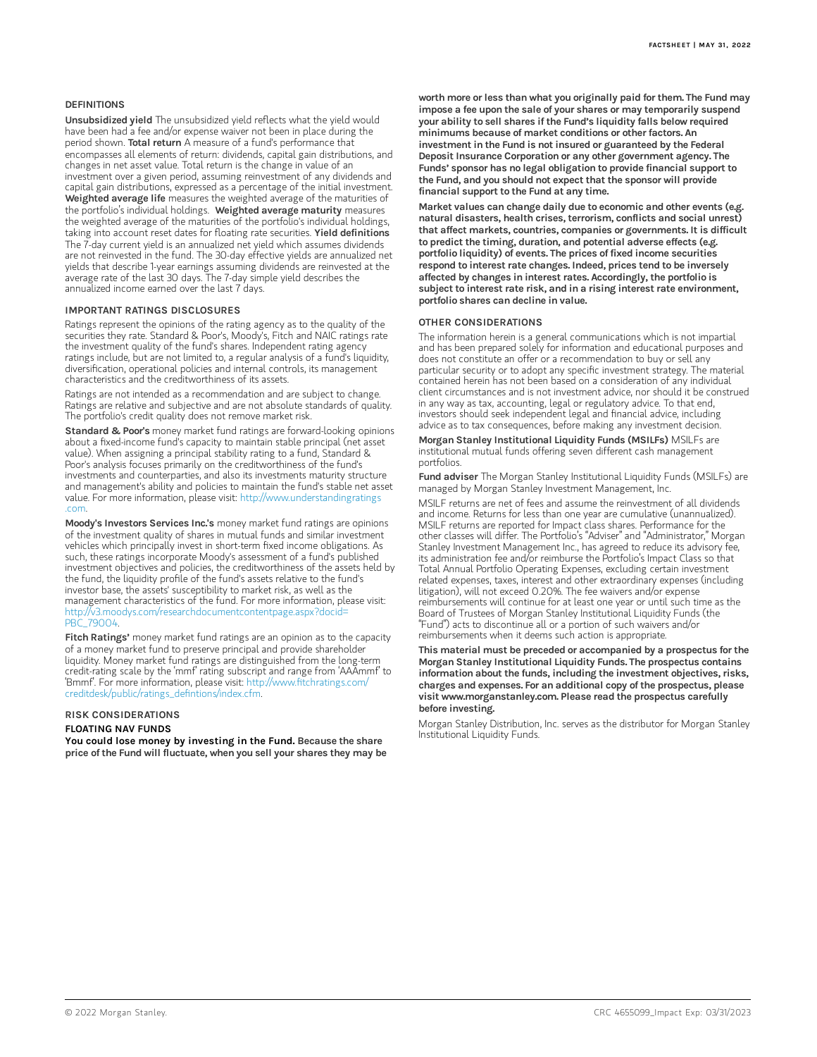## DEFINITIONS

**Unsubsidized yield** The unsubsidized yield reflects what the yield would have been had a fee and/or expense waiver not been in place during the period shown. **Total return** A measure of a fund's performance that encompasses all elements of return: dividends, capital gain distributions, and changes in net asset value. Total return is the change in value of an investment over a given period, assuming reinvestment of any dividends and capital gain distributions, expressed as a percentage of the initial investment. **Weighted average life** measures the weighted average of the maturities of the portfolio's individual holdings. **Weighted average maturity** measures the weighted average of the maturities of the portfolio's individual holdings, taking into account reset dates for floating rate securities. **Yield definitions** The 7-day current yield is an annualized net yield which assumes dividends are not reinvested in the fund. The 30-day effective yields are annualized net yields that describe 1-year earnings assuming dividends are reinvested at the average rate of the last 30 days. The 7-day simple yield describes the annualized income earned over the last 7 days.

## IMPORTANT RATINGS DISCLOSURES

Ratings represent the opinions of the rating agency as to the quality of the securities they rate. Standard & Poor's, Moody's, Fitch and NAIC ratings rate the investment quality of the fund's shares. Independent rating agency ratings include, but are not limited to, a regular analysis of a fund's liquidity, diversification, operational policies and internal controls, its management characteristics and the creditworthiness of its assets.

Ratings are not intended as a recommendation and are subject to change. Ratings are relative and subjective and are not absolute standards of quality. The portfolio's credit quality does not remove market risk.

**Standard & Poor's** money market fund ratings are forward-looking opinions about a fixed-income fund's capacity to maintain stable principal (net asset value). When assigning a principal stability rating to a fund, Standard & Poor's analysis focuses primarily on the creditworthiness of the fund's investments and counterparties, and also its investments maturity structure and management's ability and policies to maintain the fund's stable net asset value. For more information, please visit: http://www.understandingratings.com.

**Moody's Investors Services Inc.'s** money market fund ratings are opinions of the investment quality of shares in mutual funds and similar investment vehicles which principally invest in short-term fixed income obligations. As such, these ratings incorporate Moody's assessment of a fund's published investment objectives and policies, the creditworthiness of the assets held by the fund, the liquidity profile of the fund's assets relative to the fund's investor base, the assets' susceptibility to market risk, as well as the management characteristics of the fund. For more information, please visit: http://v3.moodys.com/researchdocumentcontentpage.aspx?docid=PBC_79004.

**Fitch Ratings'** money market fund ratings are an opinion as to the capacity of a money market fund to preserve principal and provide shareholder liquidity. Money market fund ratings are distinguished from the long-term credit-rating scale by the 'mmf' rating subscript and range from 'AAAmmf' to 'Bmmf'. For more information, please visit: http://www.fitchratings.com/creditdesk/public/ratings_defintions/index.cfm.

## RISK CONSIDERATIONS

### FLOATING NAV FUNDS

**You could lose money by investing in the Fund. Because the share price of the Fund will fluctuate, when you sell your shares they may be worth more or less than what you originally paid for them. The Fund may impose a fee upon the sale of your shares or may temporarily suspend your ability to sell shares if the Fund's liquidity falls below required minimums because of market conditions or other factors. An investment in the Fund is not insured or guaranteed by the Federal Deposit Insurance Corporation or any other government agency. The Funds' sponsor has no legal obligation to provide financial support to the Fund, and you should not expect that the sponsor will provide financial support to the Fund at any time.**

**Market values can change daily due to economic and other events (e.g. natural disasters, health crises, terrorism, conflicts and social unrest) that affect markets, countries, companies or governments. It is difficult to predict the timing, duration, and potential adverse effects (e.g. portfolio liquidity) of events. The prices of fixed income securities respond to interest rate changes. Indeed, prices tend to be inversely affected by changes in interest rates. Accordingly, the portfolio is subject to interest rate risk, and in a rising interest rate environment, portfolio shares can decline in value.**

## OTHER CONSIDERATIONS

The information herein is a general communications which is not impartial and has been prepared solely for information and educational purposes and does not constitute an offer or a recommendation to buy or sell any particular security or to adopt any specific investment strategy. The material contained herein has not been based on a consideration of any individual client circumstances and is not investment advice, nor should it be construed in any way as tax, accounting, legal or regulatory advice. To that end, investors should seek independent legal and financial advice, including advice as to tax consequences, before making any investment decision.

**Morgan Stanley Institutional Liquidity Funds (MSILFs)** MSILFs are institutional mutual funds offering seven different cash management portfolios.

**Fund adviser** The Morgan Stanley Institutional Liquidity Funds (MSILFs) are managed by Morgan Stanley Investment Management, Inc.

MSILF returns are net of fees and assume the reinvestment of all dividends and income. Returns for less than one year are cumulative (unannualized). MSILF returns are reported for Impact class shares. Performance for the other classes will differ. The Portfolio's "Adviser" and "Administrator," Morgan Stanley Investment Management Inc., has agreed to reduce its advisory fee, its administration fee and/or reimburse the Portfolio's Impact Class so that Total Annual Portfolio Operating Expenses, excluding certain investment related expenses, taxes, interest and other extraordinary expenses (including litigation), will not exceed 0.20%. The fee waivers and/or expense reimbursements will continue for at least one year or until such time as the Board of Trustees of Morgan Stanley Institutional Liquidity Funds (the "Fund") acts to discontinue all or a portion of such waivers and/or reimbursements when it deems such action is appropriate.

**This material must be preceded or accompanied by a prospectus for the Morgan Stanley Institutional Liquidity Funds. The prospectus contains information about the funds, including the investment objectives, risks, charges and expenses. For an additional copy of the prospectus, please visit www.morganstanley.com. Please read the prospectus carefully before investing.**

Morgan Stanley Distribution, Inc. serves as the distributor for Morgan Stanley Institutional Liquidity Funds.

© 2022 Morgan Stanley.

CRC 4655099_Impact Exp: 03/31/2023